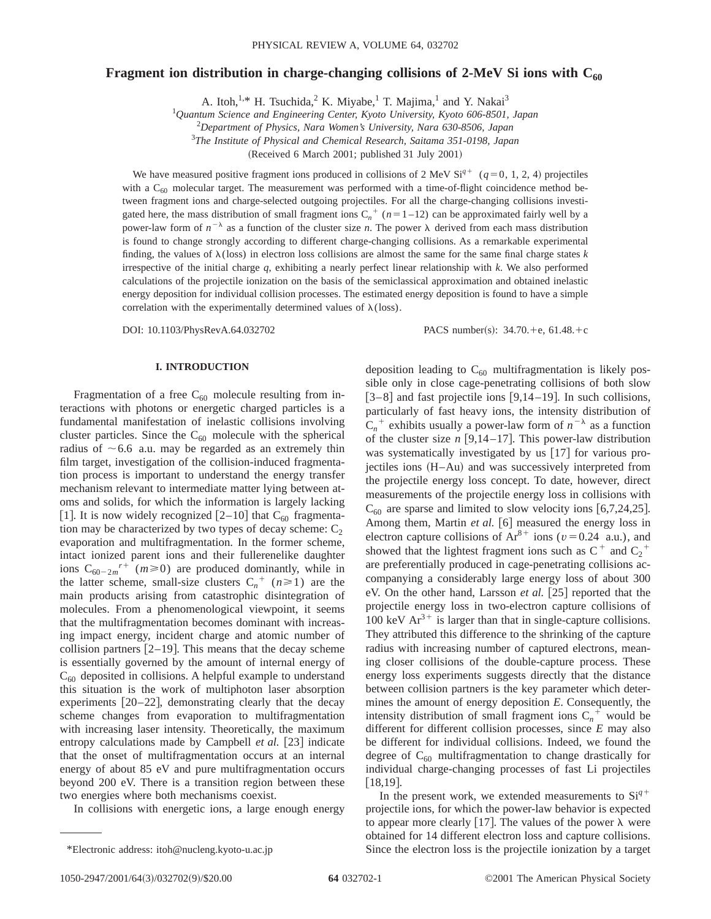# Fragment ion distribution in charge-changing collisions of 2-MeV Si ions with $C_{60}$

A. Itoh,[1,*] H. Tsuchida,[2] K. Miyabe,[1] T. Majima,[1] and Y. Nakai[3]

[1]Quantum Science and Engineering Center, Kyoto University, Kyoto 606-8501, Japan

[2]Department of Physics, Nara Women's University, Nara 630-8506, Japan

[3]The Institute of Physical and Chemical Research, Saitama 351-0198, Japan

(Received 6 March 2001; published 31 July 2001)

We have measured positive fragment ions produced in collisions of 2 MeV $Si^{q+}$ ($q=0$, 1, 2, 4) projectiles with a $C_{60}$ molecular target. The measurement was performed with a time-of-flight coincidence method between fragment ions and charge-selected outgoing projectiles. For all the charge-changing collisions investigated here, the mass distribution of small fragment ions $C_n^+$ ($n=1$–12) can be approximated fairly well by a power-law form of $n^{-\lambda}$ as a function of the cluster size $n$. The power $\lambda$ derived from each mass distribution is found to change strongly according to different charge-changing collisions. As a remarkable experimental finding, the values of $\lambda$(loss) in electron loss collisions are almost the same for the same final charge states $k$ irrespective of the initial charge $q$, exhibiting a nearly perfect linear relationship with $k$. We also performed calculations of the projectile ionization on the basis of the semiclassical approximation and obtained inelastic energy deposition for individual collision processes. The estimated energy deposition is found to have a simple correlation with the experimentally determined values of $\lambda$(loss).

DOI: 10.1103/PhysRevA.64.032702

PACS number(s): 34.70.+e, 61.48.+c

## I. INTRODUCTION

Fragmentation of a free $C_{60}$ molecule resulting from interactions with photons or energetic charged particles is a fundamental manifestation of inelastic collisions involving cluster particles. Since the $C_{60}$ molecule with the spherical radius of ~6.6 a.u. may be regarded as an extremely thin film target, investigation of the collision-induced fragmentation process is important to understand the energy transfer mechanism relevant to intermediate matter lying between atoms and solids, for which the information is largely lacking [1]. It is now widely recognized [2–10] that $C_{60}$ fragmentation may be characterized by two types of decay scheme: $C_2$ evaporation and multifragmentation. In the former scheme, intact ionized parent ions and their fullerenelike daughter ions $C_{60-2m}{}^{r+}$ ($m \geqslant 0$) are produced dominantly, while in the latter scheme, small-size clusters $C_n^+$ ($n \geqslant 1$) are the main products arising from catastrophic disintegration of molecules. From a phenomenological viewpoint, it seems that the multifragmentation becomes dominant with increasing impact energy, incident charge and atomic number of collision partners [2–19]. This means that the decay scheme is essentially governed by the amount of internal energy of $C_{60}$ deposited in collisions. A helpful example to understand this situation is the work of multiphoton laser absorption experiments [20–22], demonstrating clearly that the decay scheme changes from evaporation to multifragmentation with increasing laser intensity. Theoretically, the maximum entropy calculations made by Campbell *et al.* [23] indicate that the onset of multifragmentation occurs at an internal energy of about 85 eV and pure multifragmentation occurs beyond 200 eV. There is a transition region between these two energies where both mechanisms coexist.

In collisions with energetic ions, a large enough energy deposition leading to $C_{60}$ multifragmentation is likely possible only in close cage-penetrating collisions of both slow [3–8] and fast projectile ions [9,14–19]. In such collisions, particularly of fast heavy ions, the intensity distribution of $C_n^+$ exhibits usually a power-law form of $n^{-\lambda}$ as a function of the cluster size $n$ [9,14–17]. This power-law distribution was systematically investigated by us [17] for various projectiles ions (H–Au) and was successively interpreted from the projectile energy loss concept. To date, however, direct measurements of the projectile energy loss in collisions with $C_{60}$ are sparse and limited to slow velocity ions [6,7,24,25]. Among them, Martin *et al.* [6] measured the energy loss in electron capture collisions of $Ar^{8+}$ ions ($v=0.24$ a.u.), and showed that the lightest fragment ions such as $C^+$ and $C_2^+$ are preferentially produced in cage-penetrating collisions accompanying a considerably large energy loss of about 300 eV. On the other hand, Larsson *et al.* [25] reported that the projectile energy loss in two-electron capture collisions of 100 keV $Ar^{3+}$ is larger than that in single-capture collisions. They attributed this difference to the shrinking of the capture radius with increasing number of captured electrons, meaning closer collisions of the double-capture process. These energy loss experiments suggests directly that the distance between collision partners is the key parameter which determines the amount of energy deposition $E$. Consequently, the intensity distribution of small fragment ions $C_n^+$ would be different for different collision processes, since $E$ may also be different for individual collisions. Indeed, we found the degree of $C_{60}$ multifragmentation to change drastically for individual charge-changing processes of fast Li projectiles [18,19].

In the present work, we extended measurements to $Si^{q+}$ projectile ions, for which the power-law behavior is expected to appear more clearly [17]. The values of the power $\lambda$ were obtained for 14 different electron loss and capture collisions. Since the electron loss is the projectile ionization by a target

*Electronic address: itoh@nucleng.kyoto-u.ac.jp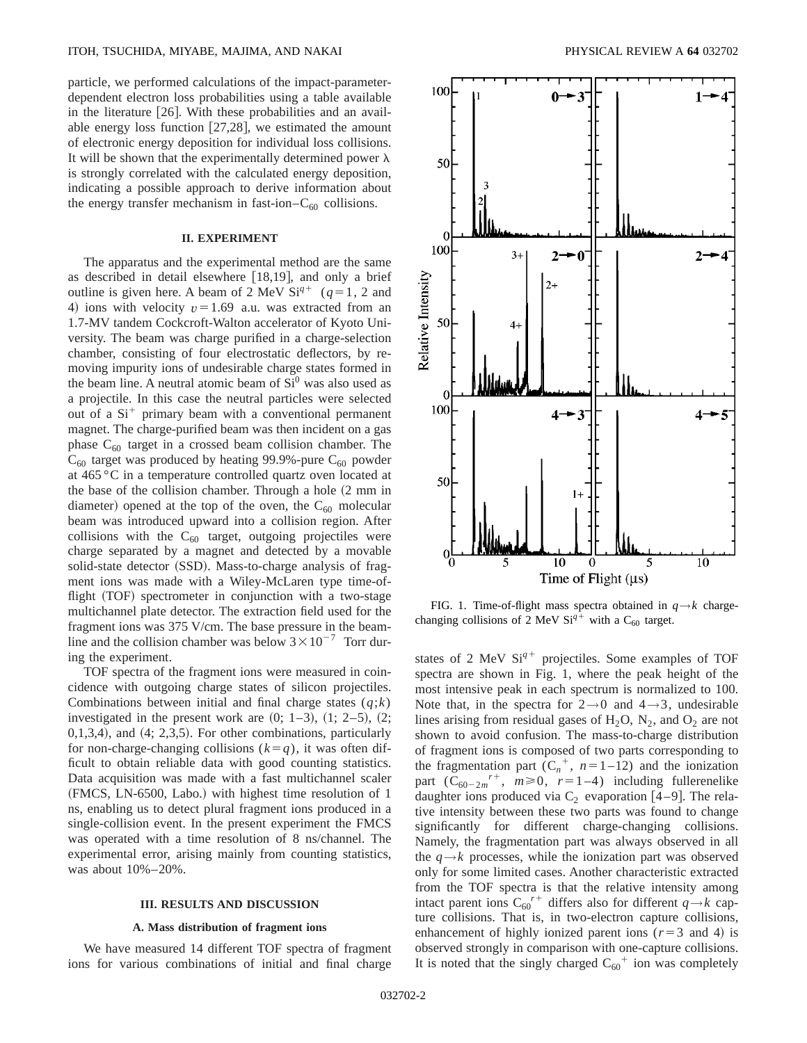particle, we performed calculations of the impact-parameter-dependent electron loss probabilities using a table available in the literature [26]. With these probabilities and an available energy loss function [27,28], we estimated the amount of electronic energy deposition for individual loss collisions. It will be shown that the experimentally determined power $\lambda$ is strongly correlated with the calculated energy deposition, indicating a possible approach to derive information about the energy transfer mechanism in fast-ion–$C_{60}$ collisions.

## II. EXPERIMENT

The apparatus and the experimental method are the same as described in detail elsewhere [18,19], and only a brief outline is given here. A beam of 2 MeV $Si^{q+}$ ($q=1$, 2 and 4) ions with velocity $v=1.69$ a.u. was extracted from an 1.7-MV tandem Cockcroft-Walton accelerator of Kyoto University. The beam was charge purified in a charge-selection chamber, consisting of four electrostatic deflectors, by removing impurity ions of undesirable charge states formed in the beam line. A neutral atomic beam of $Si^0$ was also used as a projectile. In this case the neutral particles were selected out of a $Si^+$ primary beam with a conventional permanent magnet. The charge-purified beam was then incident on a gas phase $C_{60}$ target in a crossed beam collision chamber. The $C_{60}$ target was produced by heating 99.9%-pure $C_{60}$ powder at 465 °C in a temperature controlled quartz oven located at the base of the collision chamber. Through a hole (2 mm in diameter) opened at the top of the oven, the $C_{60}$ molecular beam was introduced upward into a collision region. After collisions with the $C_{60}$ target, outgoing projectiles were charge separated by a magnet and detected by a movable solid-state detector (SSD). Mass-to-charge analysis of fragment ions was made with a Wiley-McLaren type time-of-flight (TOF) spectrometer in conjunction with a two-stage multichannel plate detector. The extraction field used for the fragment ions was 375 V/cm. The base pressure in the beamline and the collision chamber was below $3\times10^{-7}$ Torr during the experiment.

TOF spectra of the fragment ions were measured in coincidence with outgoing charge states of silicon projectiles. Combinations between initial and final charge states $(q;k)$ investigated in the present work are (0; 1–3), (1; 2–5), (2; 0,1,3,4), and (4; 2,3,5). For other combinations, particularly for non-charge-changing collisions $(k=q)$, it was often difficult to obtain reliable data with good counting statistics. Data acquisition was made with a fast multichannel scaler (FMCS, LN-6500, Labo.) with highest time resolution of 1 ns, enabling us to detect plural fragment ions produced in a single-collision event. In the present experiment the FMCS was operated with a time resolution of 8 ns/channel. The experimental error, arising mainly from counting statistics, was about 10%–20%.

## III. RESULTS AND DISCUSSION

### A. Mass distribution of fragment ions

We have measured 14 different TOF spectra of fragment ions for various combinations of initial and final charge states of 2 MeV $Si^{q+}$ projectiles. Some examples of TOF spectra are shown in Fig. 1, where the peak height of the most intensive peak in each spectrum is normalized to 100. Note that, in the spectra for $2\rightarrow0$ and $4\rightarrow3$, undesirable lines arising from residual gases of $H_2O$, $N_2$, and $O_2$ are not shown to avoid confusion. The mass-to-charge distribution of fragment ions is composed of two parts corresponding to the fragmentation part ($C_n^{\ +}$, $n=1$–12) and the ionization part ($C_{60-2m}^{\ \ r+}$, $m\geq0$, $r=1$–4) including fullerenelike daughter ions produced via $C_2$ evaporation [4–9]. The relative intensity between these two parts was found to change significantly for different charge-changing collisions. Namely, the fragmentation part was always observed in all the $q\rightarrow k$ processes, while the ionization part was observed only for some limited cases. Another characteristic extracted from the TOF spectra is that the relative intensity among intact parent ions $C_{60}^{\ r+}$ differs also for different $q\rightarrow k$ capture collisions. That is, in two-electron capture collisions, enhancement of highly ionized parent ions ($r=3$ and 4) is observed strongly in comparison with one-capture collisions. It is noted that the singly charged $C_{60}^{\ +}$ ion was completely

FIG. 1. Time-of-flight mass spectra obtained in $q\rightarrow k$ charge-changing collisions of 2 MeV $Si^{q+}$ with a $C_{60}$ target.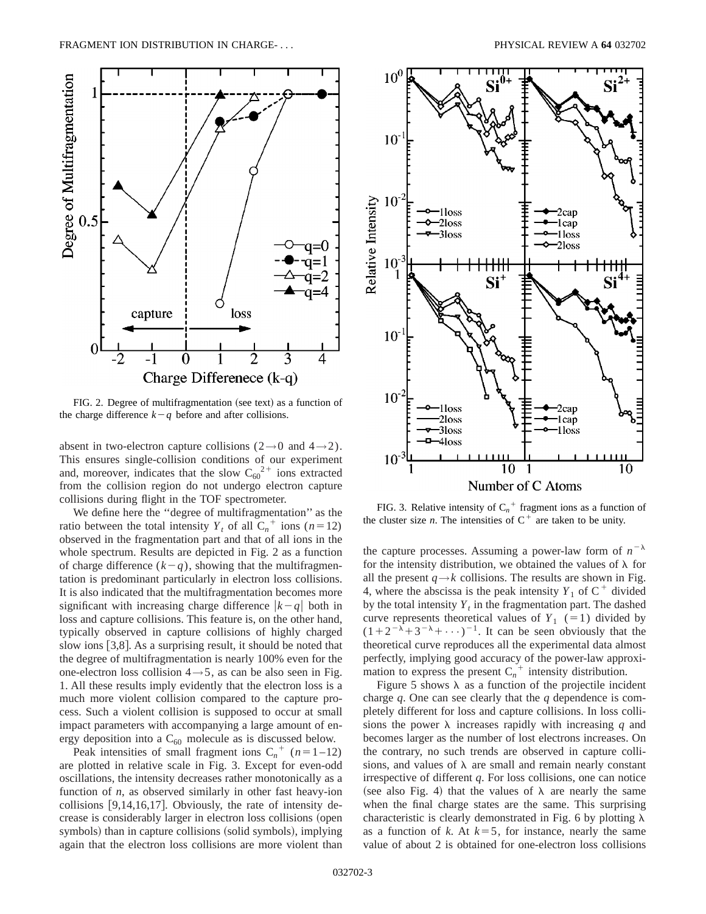FIG. 2. Degree of multifragmentation (see text) as a function of the charge difference $k-q$ before and after collisions.

absent in two-electron capture collisions ($2\rightarrow 0$ and $4\rightarrow 2$). This ensures single-collision conditions of our experiment and, moreover, indicates that the slow $C_{60}{}^{2+}$ ions extracted from the collision region do not undergo electron capture collisions during flight in the TOF spectrometer.

We define here the ''degree of multifragmentation'' as the ratio between the total intensity $Y_t$ of all $C_n{}^+$ ions ($n=12$) observed in the fragmentation part and that of all ions in the whole spectrum. Results are depicted in Fig. 2 as a function of charge difference $(k-q)$, showing that the multifragmentation is predominant particularly in electron loss collisions. It is also indicated that the multifragmentation becomes more significant with increasing charge difference $|k-q|$ both in loss and capture collisions. This feature is, on the other hand, typically observed in capture collisions of highly charged slow ions [3,8]. As a surprising result, it should be noted that the degree of multifragmentation is nearly 100% even for the one-electron loss collision $4\rightarrow 5$, as can be also seen in Fig. 1. All these results imply evidently that the electron loss is a much more violent collision compared to the capture process. Such a violent collision is supposed to occur at small impact parameters with accompanying a large amount of energy deposition into a $C_{60}$ molecule as is discussed below.

Peak intensities of small fragment ions $C_n{}^+$ ($n=1$–12) are plotted in relative scale in Fig. 3. Except for even-odd oscillations, the intensity decreases rather monotonically as a function of $n$, as observed similarly in other fast heavy-ion collisions [9,14,16,17]. Obviously, the rate of intensity decrease is considerably larger in electron loss collisions (open symbols) than in capture collisions (solid symbols), implying again that the electron loss collisions are more violent than the capture processes. Assuming a power-law form of $n^{-\lambda}$ for the intensity distribution, we obtained the values of $\lambda$ for all the present $q\rightarrow k$ collisions. The results are shown in Fig. 4, where the abscissa is the peak intensity $Y_1$ of $C^+$ divided by the total intensity $Y_t$ in the fragmentation part. The dashed curve represents theoretical values of $Y_1$ ($=1$) divided by $(1+2^{-\lambda}+3^{-\lambda}+\cdots)^{-1}$. It can be seen obviously that the theoretical curve reproduces all the experimental data almost perfectly, implying good accuracy of the power-law approximation to express the present $C_n{}^+$ intensity distribution.

FIG. 3. Relative intensity of $C_n{}^+$ fragment ions as a function of the cluster size $n$. The intensities of $C^+$ are taken to be unity.

Figure 5 shows $\lambda$ as a function of the projectile incident charge $q$. One can see clearly that the $q$ dependence is completely different for loss and capture collisions. In loss collisions the power $\lambda$ increases rapidly with increasing $q$ and becomes larger as the number of lost electrons increases. On the contrary, no such trends are observed in capture collisions, and values of $\lambda$ are small and remain nearly constant irrespective of different $q$. For loss collisions, one can notice (see also Fig. 4) that the values of $\lambda$ are nearly the same when the final charge states are the same. This surprising characteristic is clearly demonstrated in Fig. 6 by plotting $\lambda$ as a function of $k$. At $k=5$, for instance, nearly the same value of about 2 is obtained for one-electron loss collisions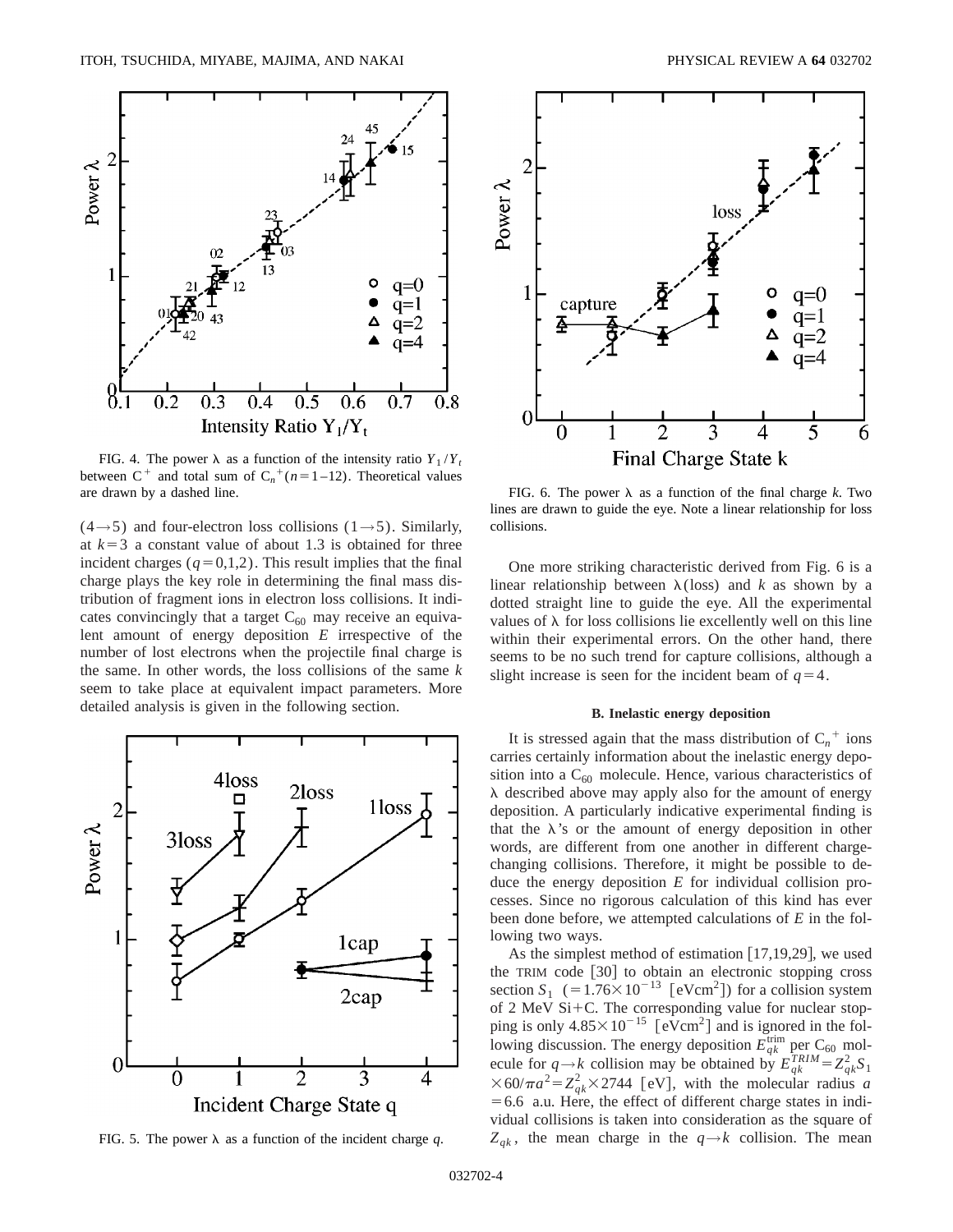FIG. 4. The power λ as a function of the intensity ratio $Y_1/Y_t$ between $C^+$ and total sum of $C_n{}^+(n=1-12)$. Theoretical values are drawn by a dashed line.

$(4\rightarrow5)$ and four-electron loss collisions $(1\rightarrow5)$. Similarly, at $k=3$ a constant value of about 1.3 is obtained for three incident charges $(q=0,1,2)$. This result implies that the final charge plays the key role in determining the final mass distribution of fragment ions in electron loss collisions. It indicates convincingly that a target $C_{60}$ may receive an equivalent amount of energy deposition $E$ irrespective of the number of lost electrons when the projectile final charge is the same. In other words, the loss collisions of the same $k$ seem to take place at equivalent impact parameters. More detailed analysis is given in the following section.

FIG. 5. The power λ as a function of the incident charge $q$.

FIG. 6. The power λ as a function of the final charge $k$. Two lines are drawn to guide the eye. Note a linear relationship for loss collisions.

One more striking characteristic derived from Fig. 6 is a linear relationship between λ(loss) and $k$ as shown by a dotted straight line to guide the eye. All the experimental values of λ for loss collisions lie excellently well on this line within their experimental errors. On the other hand, there seems to be no such trend for capture collisions, although a slight increase is seen for the incident beam of $q=4$.

### B. Inelastic energy deposition

It is stressed again that the mass distribution of $C_n{}^+$ ions carries certainly information about the inelastic energy deposition into a $C_{60}$ molecule. Hence, various characteristics of λ described above may apply also for the amount of energy deposition. A particularly indicative experimental finding is that the λ's or the amount of energy deposition in other words, are different from one another in different charge-changing collisions. Therefore, it might be possible to deduce the energy deposition $E$ for individual collision processes. Since no rigorous calculation of this kind has ever been done before, we attempted calculations of $E$ in the following two ways.

As the simplest method of estimation [17,19,29], we used the TRIM code [30] to obtain an electronic stopping cross section $S_1$ $(=1.76\times10^{-13}$ [eVcm$^2$]) for a collision system of 2 MeV Si+C. The corresponding value for nuclear stopping is only $4.85\times10^{-15}$ [eVcm$^2$] and is ignored in the following discussion. The energy deposition $E_{qk}^{\mathrm{trim}}$ per $C_{60}$ molecule for $q\rightarrow k$ collision may be obtained by $E_{qk}^{TRIM}=Z_{qk}^2S_1\times60/\pi a^2=Z_{qk}^2\times2744$ [eV], with the molecular radius $a=6.6$ a.u. Here, the effect of different charge states in individual collisions is taken into consideration as the square of $Z_{qk}$, the mean charge in the $q\rightarrow k$ collision. The mean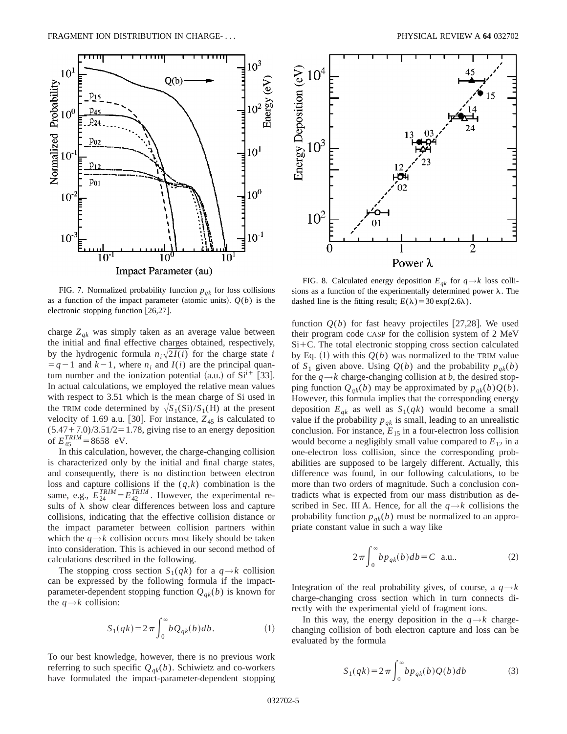FIG. 7. Normalized probability function $p_{qk}$ for loss collisions as a function of the impact parameter (atomic units). $Q(b)$ is the electronic stopping function [26,27].

FIG. 8. Calculated energy deposition $E_{qk}$ for $q \rightarrow k$ loss collisions as a function of the experimentally determined power $\lambda$. The dashed line is the fitting result; $E(\lambda) = 30 \exp(2.6\lambda)$.

charge $Z_{qk}$ was simply taken as an average value between the initial and final effective charges obtained, respectively, by the hydrogenic formula $n_i\sqrt{2I(i)}$ for the charge state $i = q-1$ and $k-1$, where $n_i$ and $I(i)$ are the principal quantum number and the ionization potential (a.u.) of $Si^{i+}$ [33]. In actual calculations, we employed the relative mean values with respect to 3.51 which is the mean charge of Si used in the TRIM code determined by $\sqrt{S_1(\mathrm{Si})/S_1(\mathrm{H})}$ at the present velocity of 1.69 a.u. [30]. For instance, $Z_{45}$ is calculated to $(5.47+7.0)/3.51/2 = 1.78$, giving rise to an energy deposition of $E_{45}^{TRIM} = 8658$ eV.

In this calculation, however, the charge-changing collision is characterized only by the initial and final charge states, and consequently, there is no distinction between electron loss and capture collisions if the $(q,k)$ combination is the same, e.g., $E_{24}^{TRIM} = E_{42}^{TRIM}$. However, the experimental results of $\lambda$ show clear differences between loss and capture collisions, indicating that the effective collision distance or the impact parameter between collision partners within which the $q \rightarrow k$ collision occurs most likely should be taken into consideration. This is achieved in our second method of calculations described in the following.

The stopping cross section $S_1(qk)$ for a $q \rightarrow k$ collision can be expressed by the following formula if the impact-parameter-dependent stopping function $Q_{qk}(b)$ is known for the $q \rightarrow k$ collision:

$$S_1(qk) = 2\pi \int_0^\infty b Q_{qk}(b) db. \tag{1}$$

To our best knowledge, however, there is no previous work referring to such specific $Q_{qk}(b)$. Schiwietz and co-workers have formulated the impact-parameter-dependent stopping function $Q(b)$ for fast heavy projectiles [27,28]. We used their program code CASP for the collision system of 2 MeV Si+C. The total electronic stopping cross section calculated by Eq. (1) with this $Q(b)$ was normalized to the TRIM value of $S_1$ given above. Using $Q(b)$ and the probability $p_{qk}(b)$ for the $q \rightarrow k$ charge-changing collision at $b$, the desired stopping function $Q_{qk}(b)$ may be approximated by $p_{qk}(b)Q(b)$. However, this formula implies that the corresponding energy deposition $E_{qk}$ as well as $S_1(qk)$ would become a small value if the probability $p_{qk}$ is small, leading to an unrealistic conclusion. For instance, $E_{15}$ in a four-electron loss collision would become a negligibly small value compared to $E_{12}$ in a one-electron loss collision, since the corresponding probabilities are supposed to be largely different. Actually, this difference was found, in our following calculations, to be more than two orders of magnitude. Such a conclusion contradicts what is expected from our mass distribution as described in Sec. III A. Hence, for all the $q \rightarrow k$ collisions the probability function $p_{qk}(b)$ must be normalized to an appropriate constant value in such a way like

$$2\pi \int_0^\infty b p_{qk}(b) db = C \quad \text{a.u..} \tag{2}$$

Integration of the real probability gives, of course, a $q \rightarrow k$ charge-changing cross section which in turn connects directly with the experimental yield of fragment ions.

In this way, the energy deposition in the $q \rightarrow k$ charge-changing collision of both electron capture and loss can be evaluated by the formula

$$S_1(qk) = 2\pi \int_0^\infty b p_{qk}(b) Q(b) db \tag{3}$$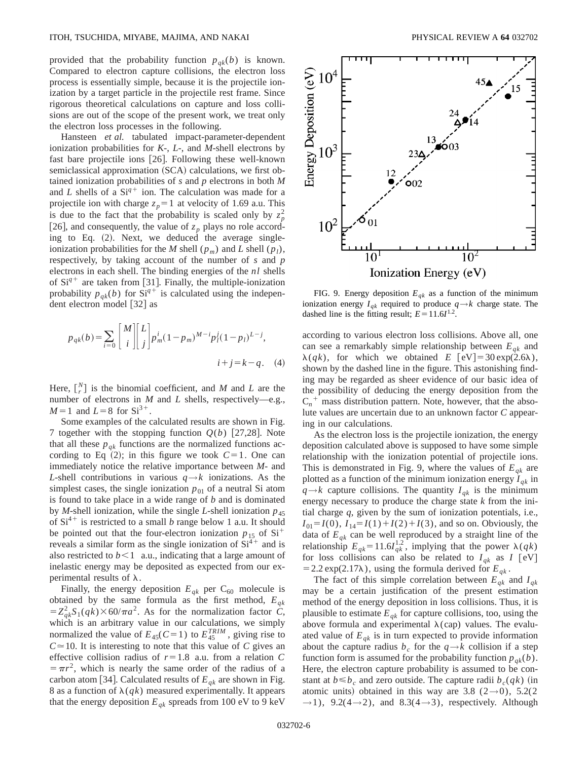provided that the probability function $p_{qk}(b)$ is known. Compared to electron capture collisions, the electron loss process is essentially simple, because it is the projectile ionization by a target particle in the projectile rest frame. Since rigorous theoretical calculations on capture and loss collisions are out of the scope of the present work, we treat only the electron loss processes in the following.

Hansteen *et al.* tabulated impact-parameter-dependent ionization probabilities for *K*-, *L*-, and *M*-shell electrons by fast bare projectile ions [26]. Following these well-known semiclassical approximation (SCA) calculations, we first obtained ionization probabilities of *s* and *p* electrons in both *M* and *L* shells of a $Si^{q+}$ ion. The calculation was made for a projectile ion with charge $z_p=1$ at velocity of 1.69 a.u. This is due to the fact that the probability is scaled only by $z_p^2$ [26], and consequently, the value of $z_p$ plays no role according to Eq. (2). Next, we deduced the average single-ionization probabilities for the *M* shell ($p_m$) and *L* shell ($p_l$), respectively, by taking account of the number of *s* and *p* electrons in each shell. The binding energies of the *nl* shells of $Si^{q+}$ are taken from [31]. Finally, the multiple-ionization probability $p_{qk}(b)$ for $Si^{q+}$ is calculated using the independent electron model [32] as

$$p_{qk}(b)=\sum_{i=0}\begin{bmatrix} M \\ i \end{bmatrix}\begin{bmatrix} L \\ j \end{bmatrix} p_m^i(1-p_m)^{M-i}p_l^j(1-p_l)^{L-j},$$
$$i+j=k-q. \quad (4)$$

Here, $\left[\begin{smallmatrix} N \\ r \end{smallmatrix}\right]$ is the binomial coefficient, and *M* and *L* are the number of electrons in *M* and *L* shells, respectively—e.g., $M=1$ and $L=8$ for $Si^{3+}$.

Some examples of the calculated results are shown in Fig. 7 together with the stopping function $Q(b)$ [27,28]. Note that all these $p_{qk}$ functions are the normalized functions according to Eq (2); in this figure we took $C=1$. One can immediately notice the relative importance between *M*- and *L*-shell contributions in various $q\rightarrow k$ ionizations. As the simplest cases, the single ionization $p_{01}$ of a neutral Si atom is found to take place in a wide range of *b* and is dominated by *M*-shell ionization, while the single *L*-shell ionization $p_{45}$ of $Si^{4+}$ is restricted to a small *b* range below 1 a.u. It should be pointed out that the four-electron ionization $p_{15}$ of $Si^{+}$ reveals a similar form as the single ionization of $Si^{4+}$ and is also restricted to $b<1$ a.u., indicating that a large amount of inelastic energy may be deposited as expected from our experimental results of $\lambda$.

Finally, the energy deposition $E_{qk}$ per $C_{60}$ molecule is obtained by the same formula as the first method, $E_{qk}=Z_{qk}^2S_1(qk)\times 60/\pi a^2$. As for the normalization factor *C*, which is an arbitrary value in our calculations, we simply normalized the value of $E_{45}(C=1)$ to $E_{45}^{TRIM}$, giving rise to $C\simeq 10$. It is interesting to note that this value of *C* gives an effective collision radius of $r=1.8$ a.u. from a relation $C=\pi r^2$, which is nearly the same order of the radius of a carbon atom [34]. Calculated results of $E_{qk}$ are shown in Fig. 8 as a function of $\lambda(qk)$ measured experimentally. It appears that the energy deposition $E_{qk}$ spreads from 100 eV to 9 keV according to various electron loss collisions. Above all, one can see a remarkably simple relationship between $E_{qk}$ and $\lambda(qk)$, for which we obtained $E$ [eV] $=30\exp(2.6\lambda)$, shown by the dashed line in the figure. This astonishing finding may be regarded as sheer evidence of our basic idea of the possibility of deducing the energy deposition from the $C_n^{\ +}$ mass distribution pattern. Note, however, that the absolute values are uncertain due to an unknown factor *C* appearing in our calculations.

FIG. 9. Energy deposition $E_{qk}$ as a function of the minimum ionization energy $I_{qk}$ required to produce $q\rightarrow k$ charge state. The dashed line is the fitting result; $E=11.6I^{1.2}$.

As the electron loss is the projectile ionization, the energy deposition calculated above is supposed to have some simple relationship with the ionization potential of projectile ions. This is demonstrated in Fig. 9, where the values of $E_{qk}$ are plotted as a function of the minimum ionization energy $I_{qk}$ in $q\rightarrow k$ capture collisions. The quantity $I_{qk}$ is the minimum energy necessary to produce the charge state *k* from the initial charge *q*, given by the sum of ionization potentials, i.e., $I_{01}=I(0)$, $I_{14}=I(1)+I(2)+I(3)$, and so on. Obviously, the data of $E_{qk}$ can be well reproduced by a straight line of the relationship $E_{qk}=11.6I_{qk}^{1.2}$, implying that the power $\lambda(qk)$ for loss collisions can also be related to $I_{qk}$ as $I$ [eV] $=2.2\exp(2.17\lambda)$, using the formula derived for $E_{qk}$.

The fact of this simple correlation between $E_{qk}$ and $I_{qk}$ may be a certain justification of the present estimation method of the energy deposition in loss collisions. Thus, it is plausible to estimate $E_{qk}$ for capture collisions, too, using the above formula and experimental $\lambda$(cap) values. The evaluated value of $E_{qk}$ is in turn expected to provide information about the capture radius $b_c$ for the $q\rightarrow k$ collision if a step function form is assumed for the probability function $p_{qk}(b)$. Here, the electron capture probability is assumed to be constant at $b\leqslant b_c$ and zero outside. The capture radii $b_c(qk)$ (in atomic units) obtained in this way are 3.8 ($2\rightarrow 0$), 5.2($2\rightarrow 1$), 9.2($4\rightarrow 2$), and 8.3($4\rightarrow 3$), respectively. Although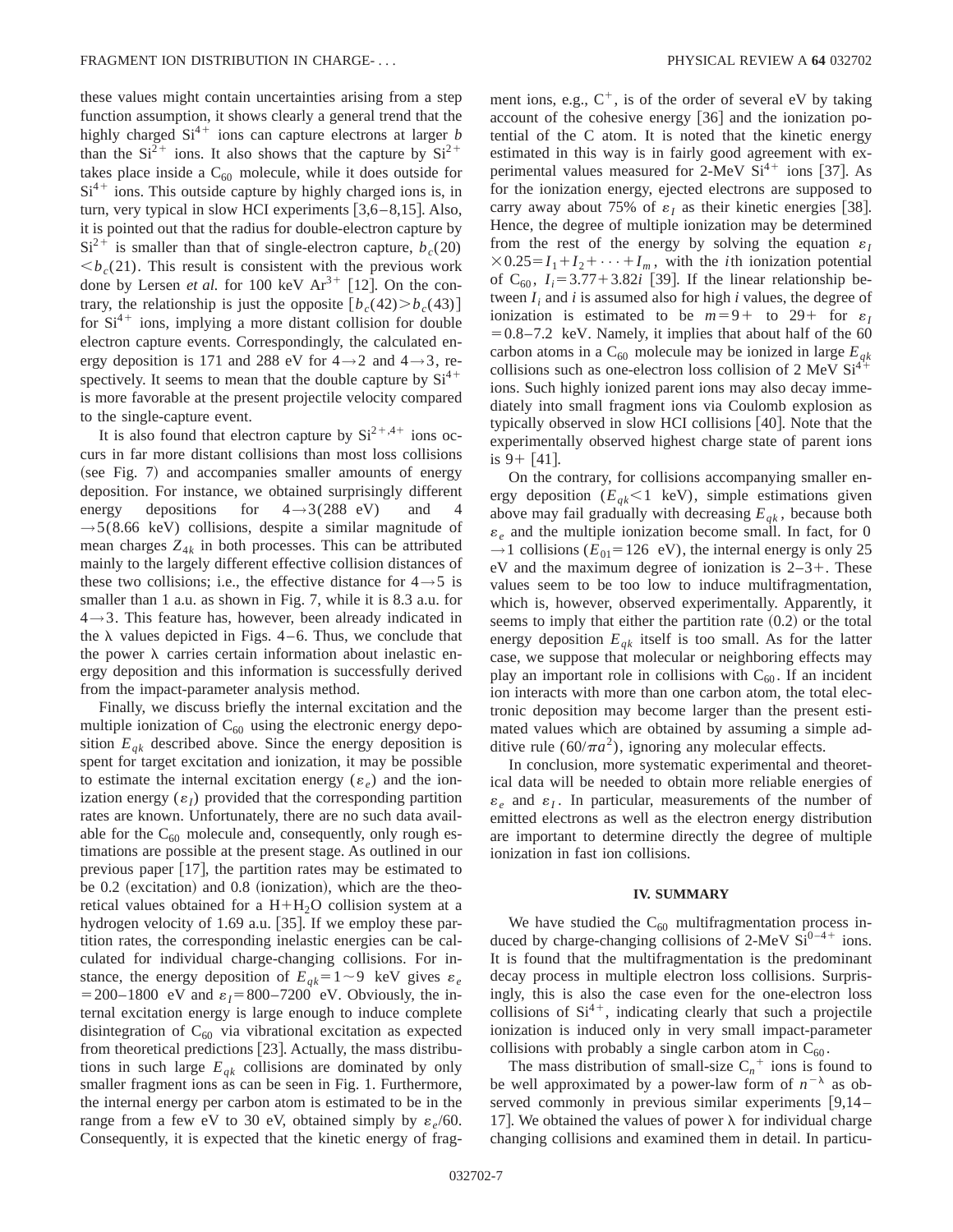these values might contain uncertainties arising from a step function assumption, it shows clearly a general trend that the highly charged $Si^{4+}$ ions can capture electrons at larger $b$ than the $Si^{2+}$ ions. It also shows that the capture by $Si^{2+}$ takes place inside a $C_{60}$ molecule, while it does outside for $Si^{4+}$ ions. This outside capture by highly charged ions is, in turn, very typical in slow HCI experiments [3,6–8,15]. Also, it is pointed out that the radius for double-electron capture by $Si^{2+}$ is smaller than that of single-electron capture, $b_c(20) < b_c(21)$. This result is consistent with the previous work done by Lersen *et al.* for 100 keV $Ar^{3+}$ [12]. On the contrary, the relationship is just the opposite $[b_c(42) > b_c(43)]$ for $Si^{4+}$ ions, implying a more distant collision for double electron capture events. Correspondingly, the calculated energy deposition is 171 and 288 eV for $4 \rightarrow 2$ and $4 \rightarrow 3$, respectively. It seems to mean that the double capture by $Si^{4+}$ is more favorable at the present projectile velocity compared to the single-capture event.

It is also found that electron capture by $Si^{2+,4+}$ ions occurs in far more distant collisions than most loss collisions (see Fig. 7) and accompanies smaller amounts of energy deposition. For instance, we obtained surprisingly different energy depositions for $4 \rightarrow 3$ (288 eV) and $4 \rightarrow 5$ (8.66 keV) collisions, despite a similar magnitude of mean charges $Z_{4k}$ in both processes. This can be attributed mainly to the largely different effective collision distances of these two collisions; i.e., the effective distance for $4 \rightarrow 5$ is smaller than 1 a.u. as shown in Fig. 7, while it is 8.3 a.u. for $4 \rightarrow 3$. This feature has, however, been already indicated in the $\lambda$ values depicted in Figs. 4–6. Thus, we conclude that the power $\lambda$ carries certain information about inelastic energy deposition and this information is successfully derived from the impact-parameter analysis method.

Finally, we discuss briefly the internal excitation and the multiple ionization of $C_{60}$ using the electronic energy deposition $E_{qk}$ described above. Since the energy deposition is spent for target excitation and ionization, it may be possible to estimate the internal excitation energy ($\varepsilon_e$) and the ionization energy ($\varepsilon_I$) provided that the corresponding partition rates are known. Unfortunately, there are no such data available for the $C_{60}$ molecule and, consequently, only rough estimations are possible at the present stage. As outlined in our previous paper [17], the partition rates may be estimated to be 0.2 (excitation) and 0.8 (ionization), which are the theoretical values obtained for a $H+H_2O$ collision system at a hydrogen velocity of 1.69 a.u. [35]. If we employ these partition rates, the corresponding inelastic energies can be calculated for individual charge-changing collisions. For instance, the energy deposition of $E_{qk} = 1 \sim 9$ keV gives $\varepsilon_e = 200$–$1800$ eV and $\varepsilon_I = 800$–$7200$ eV. Obviously, the internal excitation energy is large enough to induce complete disintegration of $C_{60}$ via vibrational excitation as expected from theoretical predictions [23]. Actually, the mass distributions in such large $E_{qk}$ collisions are dominated by only smaller fragment ions as can be seen in Fig. 1. Furthermore, the internal energy per carbon atom is estimated to be in the range from a few eV to 30 eV, obtained simply by $\varepsilon_e/60$. Consequently, it is expected that the kinetic energy of fragment ions, e.g., $C^+$, is of the order of several eV by taking account of the cohesive energy [36] and the ionization potential of the C atom. It is noted that the kinetic energy estimated in this way is in fairly good agreement with experimental values measured for 2-MeV $Si^{4+}$ ions [37]. As for the ionization energy, ejected electrons are supposed to carry away about 75% of $\varepsilon_I$ as their kinetic energies [38]. Hence, the degree of multiple ionization may be determined from the rest of the energy by solving the equation $\varepsilon_I \times 0.25 = I_1 + I_2 + \cdots + I_m$, with the $i$th ionization potential of $C_{60}$, $I_i = 3.77 + 3.82i$ [39]. If the linear relationship between $I_i$ and $i$ is assumed also for high $i$ values, the degree of ionization is estimated to be $m = 9+$ to $29+$ for $\varepsilon_I = 0.8$–$7.2$ keV. Namely, it implies that about half of the 60 carbon atoms in a $C_{60}$ molecule may be ionized in large $E_{qk}$ collisions such as one-electron loss collision of 2 MeV $Si^{4+}$ ions. Such highly ionized parent ions may also decay immediately into small fragment ions via Coulomb explosion as typically observed in slow HCI collisions [40]. Note that the experimentally observed highest charge state of parent ions is 9+ [41].

On the contrary, for collisions accompanying smaller energy deposition ($E_{qk} < 1$ keV), simple estimations given above may fail gradually with decreasing $E_{qk}$, because both $\varepsilon_e$ and the multiple ionization become small. In fact, for $0 \rightarrow 1$ collisions ($E_{01} = 126$ eV), the internal energy is only 25 eV and the maximum degree of ionization is 2–3+. These values seem to be too low to induce multifragmentation, which is, however, observed experimentally. Apparently, it seems to imply that either the partition rate (0.2) or the total energy deposition $E_{qk}$ itself is too small. As for the latter case, we suppose that molecular or neighboring effects may play an important role in collisions with $C_{60}$. If an incident ion interacts with more than one carbon atom, the total electronic deposition may become larger than the present estimated values which are obtained by assuming a simple additive rule ($60/\pi a^2$), ignoring any molecular effects.

In conclusion, more systematic experimental and theoretical data will be needed to obtain more reliable energies of $\varepsilon_e$ and $\varepsilon_I$. In particular, measurements of the number of emitted electrons as well as the electron energy distribution are important to determine directly the degree of multiple ionization in fast ion collisions.

## IV. SUMMARY

We have studied the $C_{60}$ multifragmentation process induced by charge-changing collisions of 2-MeV $Si^{0-4+}$ ions. It is found that the multifragmentation is the predominant decay process in multiple electron loss collisions. Surprisingly, this is also the case even for the one-electron loss collisions of $Si^{4+}$, indicating clearly that such a projectile ionization is induced only in very small impact-parameter collisions with probably a single carbon atom in $C_{60}$.

The mass distribution of small-size $C_n^+$ ions is found to be well approximated by a power-law form of $n^{-\lambda}$ as observed commonly in previous similar experiments [9,14–17]. We obtained the values of power $\lambda$ for individual charge changing collisions and examined them in detail. In particu-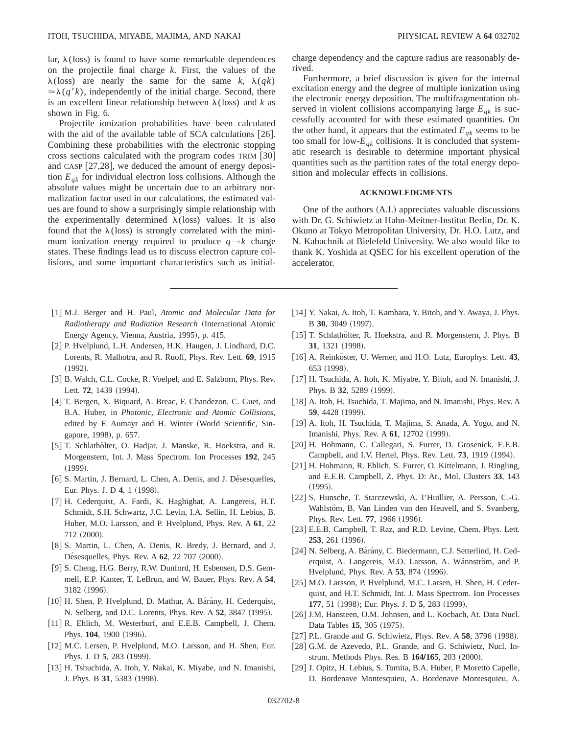lar, $\lambda$(loss) is found to have some remarkable dependences on the projectile final charge $k$. First, the values of the $\lambda$(loss) are nearly the same for the same $k$, $\lambda(qk) \simeq \lambda(q'k)$, independently of the initial charge. Second, there is an excellent linear relationship between $\lambda$(loss) and $k$ as shown in Fig. 6.

Projectile ionization probabilities have been calculated with the aid of the available table of SCA calculations [26]. Combining these probabilities with the electronic stopping cross sections calculated with the program codes TRIM [30] and CASP [27,28], we deduced the amount of energy deposition $E_{qk}$ for individual electron loss collisions. Although the absolute values might be uncertain due to an arbitrary normalization factor used in our calculations, the estimated values are found to show a surprisingly simple relationship with the experimentally determined $\lambda$(loss) values. It is also found that the $\lambda$(loss) is strongly correlated with the minimum ionization energy required to produce $q \rightarrow k$ charge states. These findings lead us to discuss electron capture collisions, and some important characteristics such as initial-charge dependency and the capture radius are reasonably derived.

Furthermore, a brief discussion is given for the internal excitation energy and the degree of multiple ionization using the electronic energy deposition. The multifragmentation observed in violent collisions accompanying large $E_{qk}$ is successfully accounted for with these estimated quantities. On the other hand, it appears that the estimated $E_{qk}$ seems to be too small for low-$E_{qk}$ collisions. It is concluded that systematic research is desirable to determine important physical quantities such as the partition rates of the total energy deposition and molecular effects in collisions.

## ACKNOWLEDGMENTS

One of the authors (A.I.) appreciates valuable discussions with Dr. G. Schiwietz at Hahn-Meitner-Institut Berlin, Dr. K. Okuno at Tokyo Metropolitan University, Dr. H.O. Lutz, and N. Kabachnik at Bielefeld University. We also would like to thank K. Yoshida at QSEC for his excellent operation of the accelerator.

---

[1] M.J. Berger and H. Paul, *Atomic and Molecular Data for Radiotherapy and Radiation Research* (International Atomic Energy Agency, Vienna, Austria, 1995), p. 415.

[2] P. Hvelplund, L.H. Andersen, H.K. Haugen, J. Lindhard, D.C. Lorents, R. Malhotra, and R. Ruoff, Phys. Rev. Lett. **69**, 1915 (1992).

[3] B. Walch, C.L. Cocke, R. Voelpel, and E. Salzborn, Phys. Rev. Lett. **72**, 1439 (1994).

[4] T. Bergen, X. Biquard, A. Breac, F. Chandezon, C. Guet, and B.A. Huber, in *Photonic, Electronic and Atomic Collisions*, edited by F. Aumayr and H. Winter (World Scientific, Singapore, 1998), p. 657.

[5] T. Schlathölter, O. Hadjar, J. Manske, R. Hoekstra, and R. Morgenstern, Int. J. Mass Spectrom. Ion Processes **192**, 245 (1999).

[6] S. Martin, J. Bernard, L. Chen, A. Denis, and J. Désesquelles, Eur. Phys. J. D **4**, 1 (1998).

[7] H. Cederquist, A. Fardi, K. Haghighat, A. Langereis, H.T. Schmidt, S.H. Schwartz, J.C. Levin, I.A. Sellin, H. Lebius, B. Huber, M.O. Larsson, and P. Hvelplund, Phys. Rev. A **61**, 22 712 (2000).

[8] S. Martin, L. Chen, A. Denis, R. Bredy, J. Bernard, and J. Désesquelles, Phys. Rev. A **62**, 22 707 (2000).

[9] S. Cheng, H.G. Berry, R.W. Dunford, H. Esbensen, D.S. Gemmell, E.P. Kanter, T. LeBrun, and W. Bauer, Phys. Rev. A **54**, 3182 (1996).

[10] H. Shen, P. Hvelplund, D. Mathur, A. Bárány, H. Cederquist, N. Selberg, and D.C. Lorents, Phys. Rev. A **52**, 3847 (1995).

[11] R. Ehlich, M. Westerburf, and E.E.B. Campbell, J. Chem. Phys. **104**, 1900 (1996).

[12] M.C. Lersen, P. Hvelplund, M.O. Larsson, and H. Shen, Eur. Phys. J. D **5**, 283 (1999).

[13] H. Tshuchida, A. Itoh, Y. Nakai, K. Miyabe, and N. Imanishi, J. Phys. B **31**, 5383 (1998).

[14] Y. Nakai, A. Itoh, T. Kambara, Y. Bitoh, and Y. Awaya, J. Phys. B **30**, 3049 (1997).

[15] T. Schlathölter, R. Hoekstra, and R. Morgenstern, J. Phys. B **31**, 1321 (1998).

[16] A. Reinköster, U. Werner, and H.O. Lutz, Europhys. Lett. **43**, 653 (1998).

[17] H. Tsuchida, A. Itoh, K. Miyabe, Y. Bitoh, and N. Imanishi, J. Phys. B **32**, 5289 (1999).

[18] A. Itoh, H. Tsuchida, T. Majima, and N. Imanishi, Phys. Rev. A **59**, 4428 (1999).

[19] A. Itoh, H. Tsuchida, T. Majima, S. Anada, A. Yogo, and N. Imanishi, Phys. Rev. A **61**, 12702 (1999).

[20] H. Hohmann, C. Callegari, S. Furrer, D. Grosenick, E.E.B. Campbell, and I.V. Hertel, Phys. Rev. Lett. **73**, 1919 (1994).

[21] H. Hohmann, R. Ehlich, S. Furrer, O. Kittelmann, J. Ringling, and E.E.B. Campbell, Z. Phys. D: At., Mol. Clusters **33**, 143 (1995).

[22] S. Hunsche, T. Starczewski, A. I'Huillier, A. Persson, C.-G. Wahlstöm, B. Van Linden van den Heuvell, and S. Svanberg, Phys. Rev. Lett. **77**, 1966 (1996).

[23] E.E.B. Campbell, T. Raz, and R.D. Levine, Chem. Phys. Lett. **253**, 261 (1996).

[24] N. Selberg, A. Bárány, C. Biedermann, C.J. Setterlind, H. Cederquist, A. Langereis, M.O. Larsson, A. Wännström, and P. Hvelplund, Phys. Rev. A **53**, 874 (1996).

[25] M.O. Larsson, P. Hvelplund, M.C. Larsen, H. Shen, H. Cederquist, and H.T. Schmidt, Int. J. Mass Spectrom. Ion Processes **177**, 51 (1998); Eur. Phys. J. D **5**, 283 (1999).

[26] J.M. Hansteen, O.M. Johnsen, and L. Kocbach, At. Data Nucl. Data Tables **15**, 305 (1975).

[27] P.L. Grande and G. Schiwietz, Phys. Rev. A **58**, 3796 (1998).

[28] G.M. de Azevedo, P.L. Grande, and G. Schiwietz, Nucl. Instrum. Methods Phys. Res. B **164/165**, 203 (2000).

[29] J. Opitz, H. Lebius, S. Tomita, B.A. Huber, P. Moretto Capelle, D. Bordenave Montesquieu, A. Bordenave Montesquieu, A.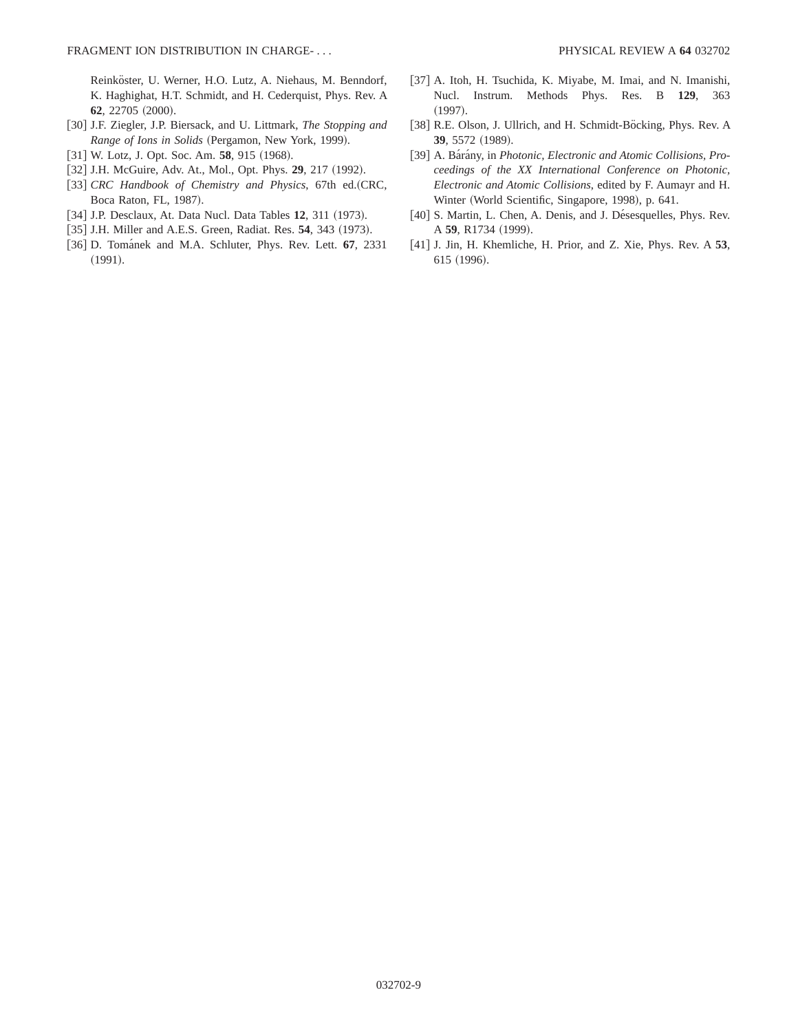Reinköster, U. Werner, H.O. Lutz, A. Niehaus, M. Benndorf, K. Haghighat, H.T. Schmidt, and H. Cederquist, Phys. Rev. A **62**, 22705 (2000).

[30] J.F. Ziegler, J.P. Biersack, and U. Littmark, *The Stopping and Range of Ions in Solids* (Pergamon, New York, 1999).

[31] W. Lotz, J. Opt. Soc. Am. **58**, 915 (1968).

[32] J.H. McGuire, Adv. At., Mol., Opt. Phys. **29**, 217 (1992).

[33] *CRC Handbook of Chemistry and Physics*, 67th ed.(CRC, Boca Raton, FL, 1987).

[34] J.P. Desclaux, At. Data Nucl. Data Tables **12**, 311 (1973).

[35] J.H. Miller and A.E.S. Green, Radiat. Res. **54**, 343 (1973).

[36] D. Tománek and M.A. Schluter, Phys. Rev. Lett. **67**, 2331 (1991).

[37] A. Itoh, H. Tsuchida, K. Miyabe, M. Imai, and N. Imanishi, Nucl. Instrum. Methods Phys. Res. B **129**, 363 (1997).

[38] R.E. Olson, J. Ullrich, and H. Schmidt-Böcking, Phys. Rev. A **39**, 5572 (1989).

[39] A. Bárány, in *Photonic, Electronic and Atomic Collisions, Proceedings of the XX International Conference on Photonic, Electronic and Atomic Collisions,* edited by F. Aumayr and H. Winter (World Scientific, Singapore, 1998), p. 641.

[40] S. Martin, L. Chen, A. Denis, and J. Désesquelles, Phys. Rev. A **59**, R1734 (1999).

[41] J. Jin, H. Khemliche, H. Prior, and Z. Xie, Phys. Rev. A **53**, 615 (1996).